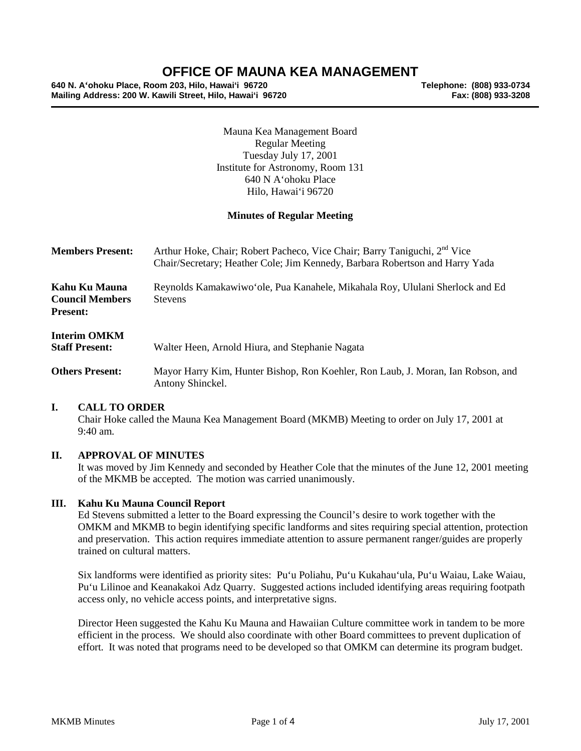# OFFICE OF MAUNA KEA MANAGEMENT

**640 N. A'ohoku Place, Room 203, Hilo, Hawai'i 96720** **Telephone: (808) 933-0734**
**Mailing Address: 200 W. Kawili Street, Hilo, Hawai'i 96720** **Fax: (808) 933-3208**

Mauna Kea Management Board
Regular Meeting
Tuesday July 17, 2001
Institute for Astronomy, Room 131
640 N A'ohoku Place
Hilo, Hawai'i 96720

**Minutes of Regular Meeting**

| | |
|---|---|
| **Members Present:** | Arthur Hoke, Chair; Robert Pacheco, Vice Chair; Barry Taniguchi, 2nd Vice Chair/Secretary; Heather Cole; Jim Kennedy, Barbara Robertson and Harry Yada |
| **Kahu Ku Mauna Council Members Present:** | Reynolds Kamakawiwo'ole, Pua Kanahele, Mikahala Roy, Ululani Sherlock and Ed Stevens |
| **Interim OMKM Staff Present:** | Walter Heen, Arnold Hiura, and Stephanie Nagata |
| **Others Present:** | Mayor Harry Kim, Hunter Bishop, Ron Koehler, Ron Laub, J. Moran, Ian Robson, and Antony Shinckel. |

## I. CALL TO ORDER

Chair Hoke called the Mauna Kea Management Board (MKMB) Meeting to order on July 17, 2001 at 9:40 am.

## II. APPROVAL OF MINUTES

It was moved by Jim Kennedy and seconded by Heather Cole that the minutes of the June 12, 2001 meeting of the MKMB be accepted. The motion was carried unanimously.

## III. Kahu Ku Mauna Council Report

Ed Stevens submitted a letter to the Board expressing the Council's desire to work together with the OMKM and MKMB to begin identifying specific landforms and sites requiring special attention, protection and preservation. This action requires immediate attention to assure permanent ranger/guides are properly trained on cultural matters.

Six landforms were identified as priority sites: Pu'u Poliahu, Pu'u Kukahau'ula, Pu'u Waiau, Lake Waiau, Pu'u Lilinoe and Keanakakoi Adz Quarry. Suggested actions included identifying areas requiring footpath access only, no vehicle access points, and interpretative signs.

Director Heen suggested the Kahu Ku Mauna and Hawaiian Culture committee work in tandem to be more efficient in the process. We should also coordinate with other Board committees to prevent duplication of effort. It was noted that programs need to be developed so that OMKM can determine its program budget.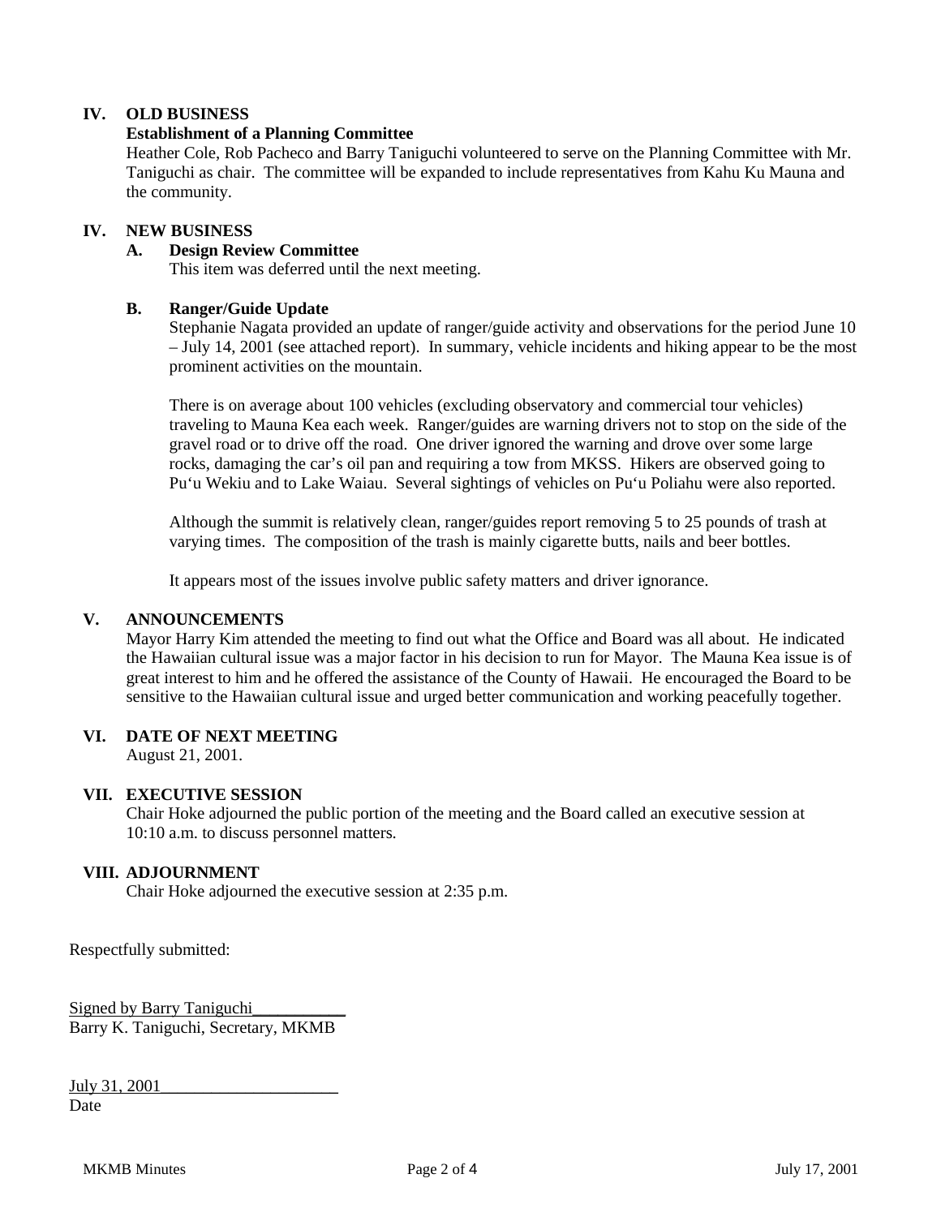## IV. OLD BUSINESS

**Establishment of a Planning Committee**

Heather Cole, Rob Pacheco and Barry Taniguchi volunteered to serve on the Planning Committee with Mr. Taniguchi as chair. The committee will be expanded to include representatives from Kahu Ku Mauna and the community.

## IV. NEW BUSINESS

### A. Design Review Committee

This item was deferred until the next meeting.

### B. Ranger/Guide Update

Stephanie Nagata provided an update of ranger/guide activity and observations for the period June 10 – July 14, 2001 (see attached report). In summary, vehicle incidents and hiking appear to be the most prominent activities on the mountain.

There is on average about 100 vehicles (excluding observatory and commercial tour vehicles) traveling to Mauna Kea each week. Ranger/guides are warning drivers not to stop on the side of the gravel road or to drive off the road. One driver ignored the warning and drove over some large rocks, damaging the car's oil pan and requiring a tow from MKSS. Hikers are observed going to Pu'u Wekiu and to Lake Waiau. Several sightings of vehicles on Pu'u Poliahu were also reported.

Although the summit is relatively clean, ranger/guides report removing 5 to 25 pounds of trash at varying times. The composition of the trash is mainly cigarette butts, nails and beer bottles.

It appears most of the issues involve public safety matters and driver ignorance.

## V. ANNOUNCEMENTS

Mayor Harry Kim attended the meeting to find out what the Office and Board was all about. He indicated the Hawaiian cultural issue was a major factor in his decision to run for Mayor. The Mauna Kea issue is of great interest to him and he offered the assistance of the County of Hawaii. He encouraged the Board to be sensitive to the Hawaiian cultural issue and urged better communication and working peacefully together.

## VI. DATE OF NEXT MEETING

August 21, 2001.

## VII. EXECUTIVE SESSION

Chair Hoke adjourned the public portion of the meeting and the Board called an executive session at 10:10 a.m. to discuss personnel matters.

## VIII. ADJOURNMENT

Chair Hoke adjourned the executive session at 2:35 p.m.

Respectfully submitted:

Signed by Barry Taniguchi
Barry K. Taniguchi, Secretary, MKMB

July 31, 2001
Date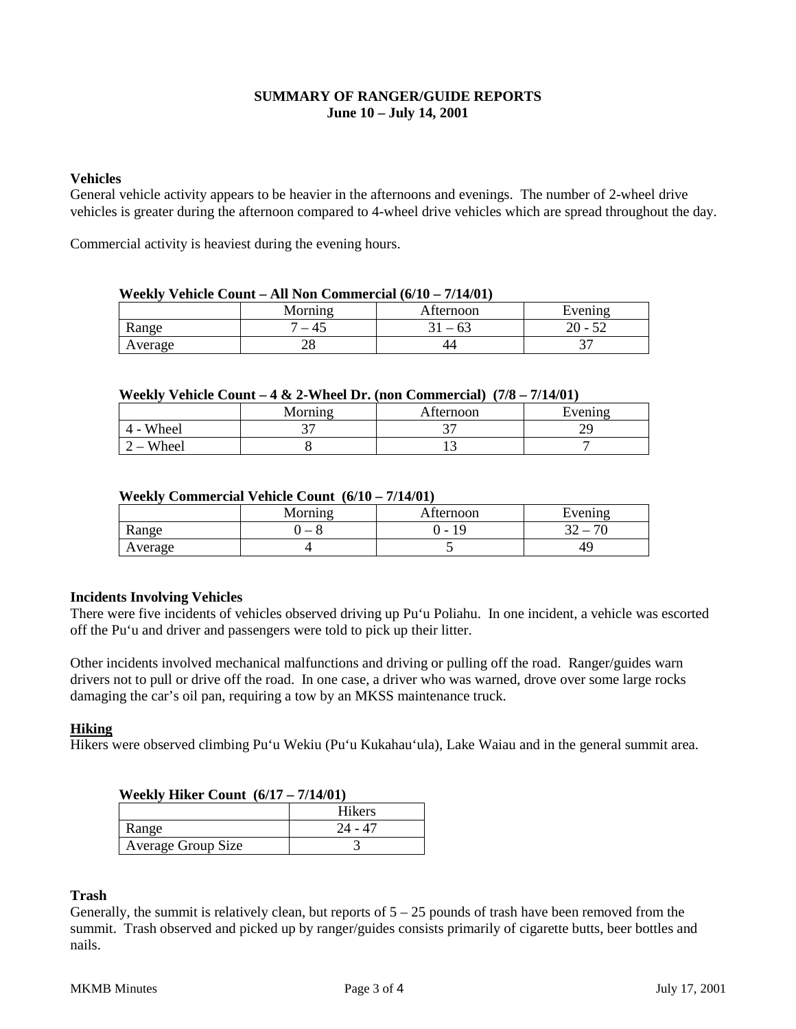**SUMMARY OF RANGER/GUIDE REPORTS**
**June 10 – July 14, 2001**

**Vehicles**

General vehicle activity appears to be heavier in the afternoons and evenings. The number of 2-wheel drive vehicles is greater during the afternoon compared to 4-wheel drive vehicles which are spread throughout the day.

Commercial activity is heaviest during the evening hours.

**Weekly Vehicle Count – All Non Commercial (6/10 – 7/14/01)**

| | Morning | Afternoon | Evening |
|---|---|---|---|
| Range | 7 – 45 | 31 – 63 | 20 - 52 |
| Average | 28 | 44 | 37 |

**Weekly Vehicle Count – 4 & 2-Wheel Dr. (non Commercial) (7/8 – 7/14/01)**

| | Morning | Afternoon | Evening |
|---|---|---|---|
| 4 - Wheel | 37 | 37 | 29 |
| 2 – Wheel | 8 | 13 | 7 |

**Weekly Commercial Vehicle Count (6/10 – 7/14/01)**

| | Morning | Afternoon | Evening |
|---|---|---|---|
| Range | 0 – 8 | 0 - 19 | 32 – 70 |
| Average | 4 | 5 | 49 |

**Incidents Involving Vehicles**

There were five incidents of vehicles observed driving up Pu'u Poliahu. In one incident, a vehicle was escorted off the Pu'u and driver and passengers were told to pick up their litter.

Other incidents involved mechanical malfunctions and driving or pulling off the road. Ranger/guides warn drivers not to pull or drive off the road. In one case, a driver who was warned, drove over some large rocks damaging the car's oil pan, requiring a tow by an MKSS maintenance truck.

**Hiking**

Hikers were observed climbing Pu'u Wekiu (Pu'u Kukahau'ula), Lake Waiau and in the general summit area.

**Weekly Hiker Count (6/17 – 7/14/01)**

| | Hikers |
|---|---|
| Range | 24 - 47 |
| Average Group Size | 3 |

**Trash**

Generally, the summit is relatively clean, but reports of 5 – 25 pounds of trash have been removed from the summit. Trash observed and picked up by ranger/guides consists primarily of cigarette butts, beer bottles and nails.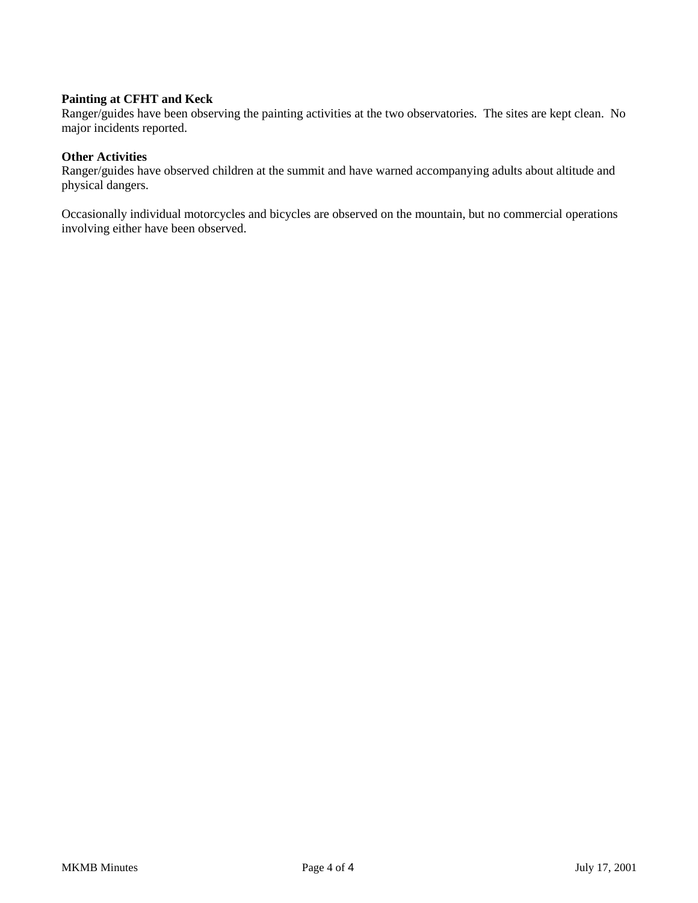**Painting at CFHT and Keck**

Ranger/guides have been observing the painting activities at the two observatories. The sites are kept clean. No major incidents reported.

**Other Activities**

Ranger/guides have observed children at the summit and have warned accompanying adults about altitude and physical dangers.

Occasionally individual motorcycles and bicycles are observed on the mountain, but no commercial operations involving either have been observed.